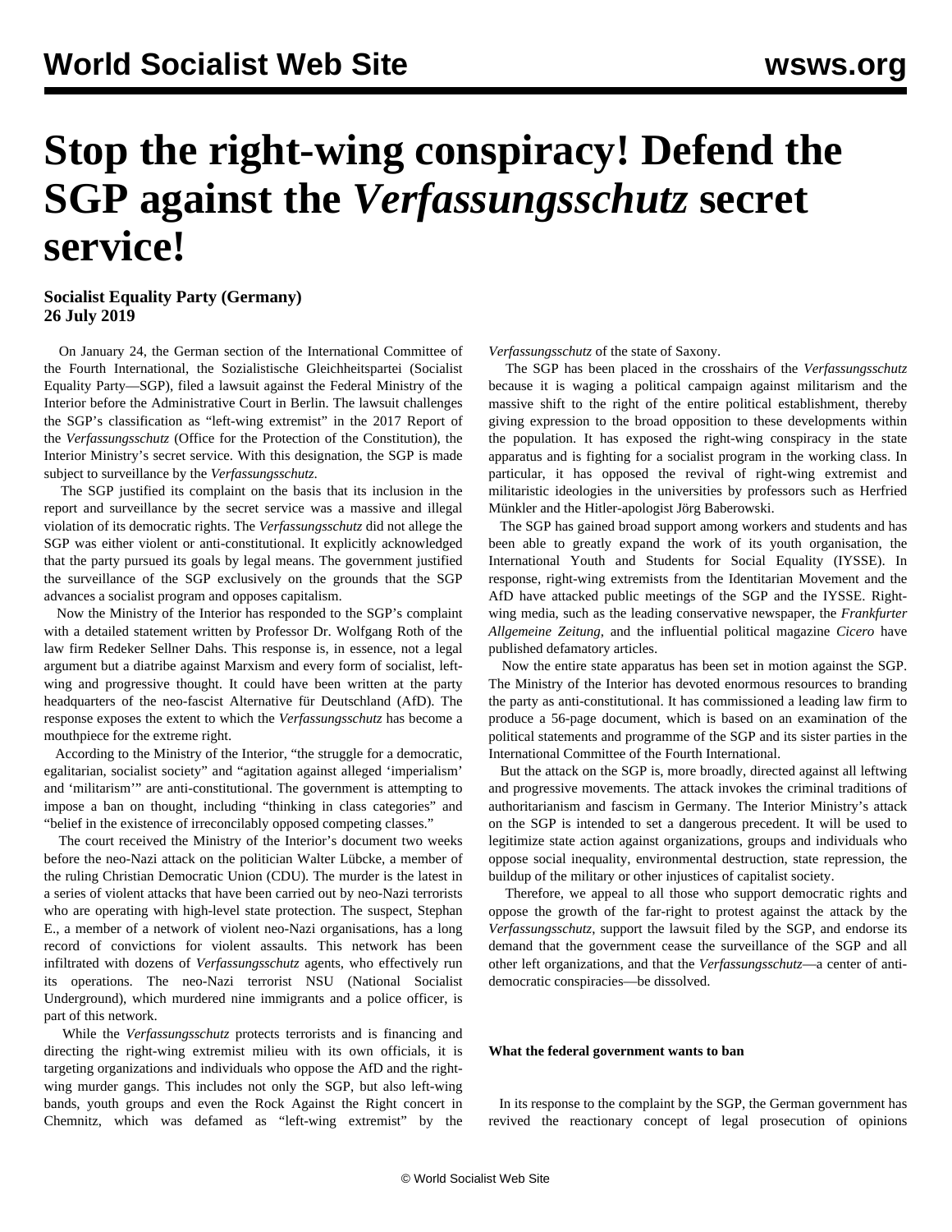# Stop the right-wing conspiracy! Defend the SGP against the *Verfassungsschutz* secret service!

**Socialist Equality Party (Germany)**
**26 July 2019**

On January 24, the German section of the International Committee of the Fourth International, the Sozialistische Gleichheitspartei (Socialist Equality Party—SGP), filed a lawsuit against the Federal Ministry of the Interior before the Administrative Court in Berlin. The lawsuit challenges the SGP's classification as "left-wing extremist" in the 2017 Report of the *Verfassungsschutz* (Office for the Protection of the Constitution), the Interior Ministry's secret service. With this designation, the SGP is made subject to surveillance by the *Verfassungsschutz*.

The SGP justified its complaint on the basis that its inclusion in the report and surveillance by the secret service was a massive and illegal violation of its democratic rights. The *Verfassungsschutz* did not allege the SGP was either violent or anti-constitutional. It explicitly acknowledged that the party pursued its goals by legal means. The government justified the surveillance of the SGP exclusively on the grounds that the SGP advances a socialist program and opposes capitalism.

Now the Ministry of the Interior has responded to the SGP's complaint with a detailed statement written by Professor Dr. Wolfgang Roth of the law firm Redeker Sellner Dahs. This response is, in essence, not a legal argument but a diatribe against Marxism and every form of socialist, left-wing and progressive thought. It could have been written at the party headquarters of the neo-fascist Alternative für Deutschland (AfD). The response exposes the extent to which the *Verfassungsschutz* has become a mouthpiece for the extreme right.

According to the Ministry of the Interior, "the struggle for a democratic, egalitarian, socialist society" and "agitation against alleged 'imperialism' and 'militarism'" are anti-constitutional. The government is attempting to impose a ban on thought, including "thinking in class categories" and "belief in the existence of irreconcilably opposed competing classes."

The court received the Ministry of the Interior's document two weeks before the neo-Nazi attack on the politician Walter Lübcke, a member of the ruling Christian Democratic Union (CDU). The murder is the latest in a series of violent attacks that have been carried out by neo-Nazi terrorists who are operating with high-level state protection. The suspect, Stephan E., a member of a network of violent neo-Nazi organisations, has a long record of convictions for violent assaults. This network has been infiltrated with dozens of *Verfassungsschutz* agents, who effectively run its operations. The neo-Nazi terrorist NSU (National Socialist Underground), which murdered nine immigrants and a police officer, is part of this network.

While the *Verfassungsschutz* protects terrorists and is financing and directing the right-wing extremist milieu with its own officials, it is targeting organizations and individuals who oppose the AfD and the right-wing murder gangs. This includes not only the SGP, but also left-wing bands, youth groups and even the Rock Against the Right concert in Chemnitz, which was defamed as "left-wing extremist" by the *Verfassungsschutz* of the state of Saxony.

The SGP has been placed in the crosshairs of the *Verfassungsschutz* because it is waging a political campaign against militarism and the massive shift to the right of the entire political establishment, thereby giving expression to the broad opposition to these developments within the population. It has exposed the right-wing conspiracy in the state apparatus and is fighting for a socialist program in the working class. In particular, it has opposed the revival of right-wing extremist and militaristic ideologies in the universities by professors such as Herfried Münkler and the Hitler-apologist Jörg Baberowski.

The SGP has gained broad support among workers and students and has been able to greatly expand the work of its youth organisation, the International Youth and Students for Social Equality (IYSSE). In response, right-wing extremists from the Identitarian Movement and the AfD have attacked public meetings of the SGP and the IYSSE. Right-wing media, such as the leading conservative newspaper, the *Frankfurter Allgemeine Zeitung*, and the influential political magazine *Cicero* have published defamatory articles.

Now the entire state apparatus has been set in motion against the SGP. The Ministry of the Interior has devoted enormous resources to branding the party as anti-constitutional. It has commissioned a leading law firm to produce a 56-page document, which is based on an examination of the political statements and programme of the SGP and its sister parties in the International Committee of the Fourth International.

But the attack on the SGP is, more broadly, directed against all leftwing and progressive movements. The attack invokes the criminal traditions of authoritarianism and fascism in Germany. The Interior Ministry's attack on the SGP is intended to set a dangerous precedent. It will be used to legitimize state action against organizations, groups and individuals who oppose social inequality, environmental destruction, state repression, the buildup of the military or other injustices of capitalist society.

Therefore, we appeal to all those who support democratic rights and oppose the growth of the far-right to protest against the attack by the *Verfassungsschutz*, support the lawsuit filed by the SGP, and endorse its demand that the government cease the surveillance of the SGP and all other left organizations, and that the *Verfassungsschutz*—a center of anti-democratic conspiracies—be dissolved.

**What the federal government wants to ban**

In its response to the complaint by the SGP, the German government has revived the reactionary concept of legal prosecution of opinions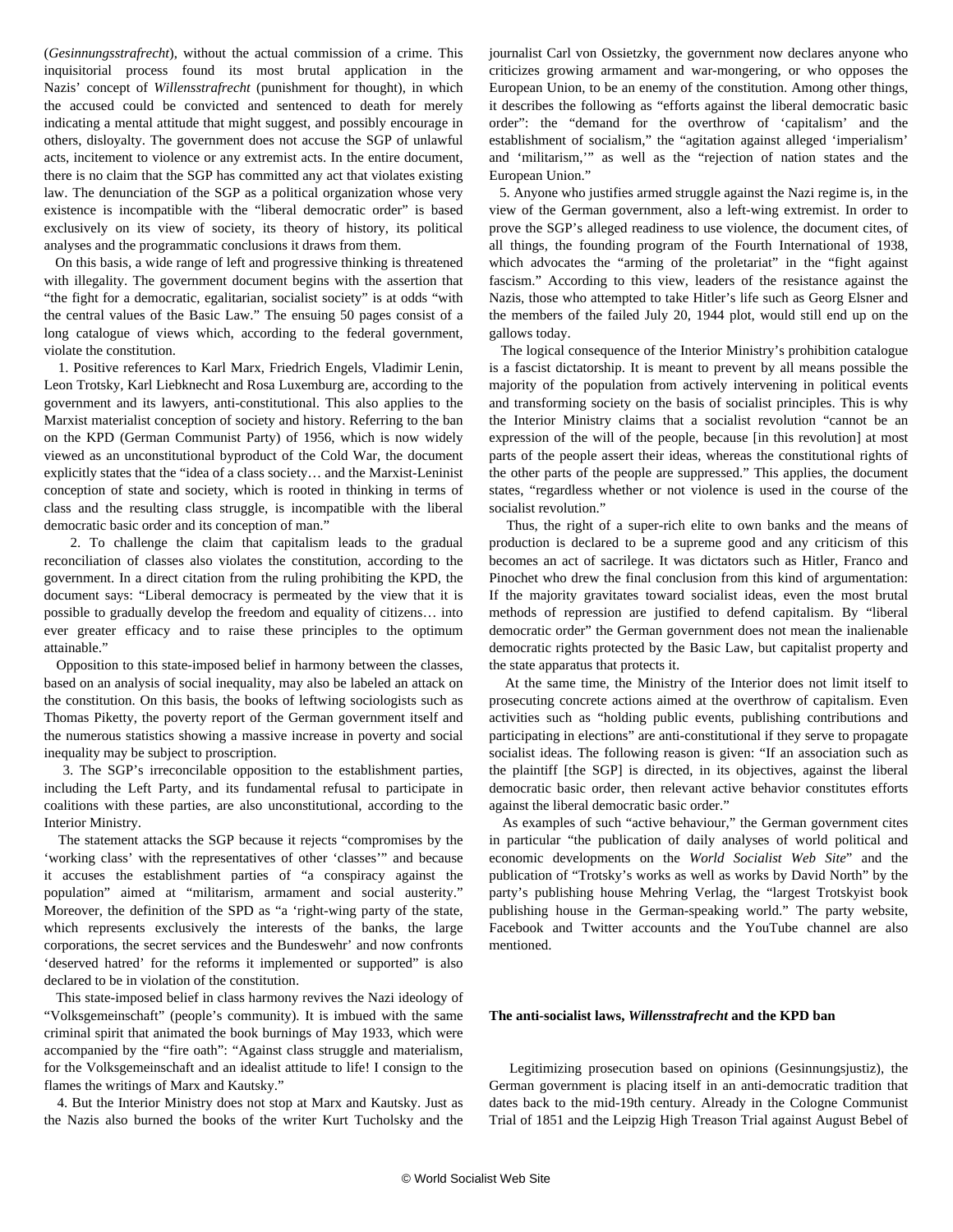(*Gesinnungsstrafrecht*), without the actual commission of a crime. This inquisitorial process found its most brutal application in the Nazis' concept of *Willensstrafrecht* (punishment for thought), in which the accused could be convicted and sentenced to death for merely indicating a mental attitude that might suggest, and possibly encourage in others, disloyalty. The government does not accuse the SGP of unlawful acts, incitement to violence or any extremist acts. In the entire document, there is no claim that the SGP has committed any act that violates existing law. The denunciation of the SGP as a political organization whose very existence is incompatible with the "liberal democratic order" is based exclusively on its view of society, its theory of history, its political analyses and the programmatic conclusions it draws from them.

On this basis, a wide range of left and progressive thinking is threatened with illegality. The government document begins with the assertion that "the fight for a democratic, egalitarian, socialist society" is at odds "with the central values of the Basic Law." The ensuing 50 pages consist of a long catalogue of views which, according to the federal government, violate the constitution.

1. Positive references to Karl Marx, Friedrich Engels, Vladimir Lenin, Leon Trotsky, Karl Liebknecht and Rosa Luxemburg are, according to the government and its lawyers, anti-constitutional. This also applies to the Marxist materialist conception of society and history. Referring to the ban on the KPD (German Communist Party) of 1956, which is now widely viewed as an unconstitutional byproduct of the Cold War, the document explicitly states that the "idea of a class society… and the Marxist-Leninist conception of state and society, which is rooted in thinking in terms of class and the resulting class struggle, is incompatible with the liberal democratic basic order and its conception of man."

2. To challenge the claim that capitalism leads to the gradual reconciliation of classes also violates the constitution, according to the government. In a direct citation from the ruling prohibiting the KPD, the document says: "Liberal democracy is permeated by the view that it is possible to gradually develop the freedom and equality of citizens… into ever greater efficacy and to raise these principles to the optimum attainable."

Opposition to this state-imposed belief in harmony between the classes, based on an analysis of social inequality, may also be labeled an attack on the constitution. On this basis, the books of leftwing sociologists such as Thomas Piketty, the poverty report of the German government itself and the numerous statistics showing a massive increase in poverty and social inequality may be subject to proscription.

3. The SGP's irreconcilable opposition to the establishment parties, including the Left Party, and its fundamental refusal to participate in coalitions with these parties, are also unconstitutional, according to the Interior Ministry.

The statement attacks the SGP because it rejects "compromises by the 'working class' with the representatives of other 'classes'" and because it accuses the establishment parties of "a conspiracy against the population" aimed at "militarism, armament and social austerity." Moreover, the definition of the SPD as "a 'right-wing party of the state, which represents exclusively the interests of the banks, the large corporations, the secret services and the Bundeswehr' and now confronts 'deserved hatred' for the reforms it implemented or supported" is also declared to be in violation of the constitution.

This state-imposed belief in class harmony revives the Nazi ideology of "Volksgemeinschaft" (people's community). It is imbued with the same criminal spirit that animated the book burnings of May 1933, which were accompanied by the "fire oath": "Against class struggle and materialism, for the Volksgemeinschaft and an idealist attitude to life! I consign to the flames the writings of Marx and Kautsky."

4. But the Interior Ministry does not stop at Marx and Kautsky. Just as the Nazis also burned the books of the writer Kurt Tucholsky and the journalist Carl von Ossietzky, the government now declares anyone who criticizes growing armament and war-mongering, or who opposes the European Union, to be an enemy of the constitution. Among other things, it describes the following as "efforts against the liberal democratic basic order": the "demand for the overthrow of 'capitalism' and the establishment of socialism," the "agitation against alleged 'imperialism' and 'militarism,'" as well as the "rejection of nation states and the European Union."

5. Anyone who justifies armed struggle against the Nazi regime is, in the view of the German government, also a left-wing extremist. In order to prove the SGP's alleged readiness to use violence, the document cites, of all things, the founding program of the Fourth International of 1938, which advocates the "arming of the proletariat" in the "fight against fascism." According to this view, leaders of the resistance against the Nazis, those who attempted to take Hitler's life such as Georg Elsner and the members of the failed July 20, 1944 plot, would still end up on the gallows today.

The logical consequence of the Interior Ministry's prohibition catalogue is a fascist dictatorship. It is meant to prevent by all means possible the majority of the population from actively intervening in political events and transforming society on the basis of socialist principles. This is why the Interior Ministry claims that a socialist revolution "cannot be an expression of the will of the people, because [in this revolution] at most parts of the people assert their ideas, whereas the constitutional rights of the other parts of the people are suppressed." This applies, the document states, "regardless whether or not violence is used in the course of the socialist revolution."

Thus, the right of a super-rich elite to own banks and the means of production is declared to be a supreme good and any criticism of this becomes an act of sacrilege. It was dictators such as Hitler, Franco and Pinochet who drew the final conclusion from this kind of argumentation: If the majority gravitates toward socialist ideas, even the most brutal methods of repression are justified to defend capitalism. By "liberal democratic order" the German government does not mean the inalienable democratic rights protected by the Basic Law, but capitalist property and the state apparatus that protects it.

At the same time, the Ministry of the Interior does not limit itself to prosecuting concrete actions aimed at the overthrow of capitalism. Even activities such as "holding public events, publishing contributions and participating in elections" are anti-constitutional if they serve to propagate socialist ideas. The following reason is given: "If an association such as the plaintiff [the SGP] is directed, in its objectives, against the liberal democratic basic order, then relevant active behavior constitutes efforts against the liberal democratic basic order."

As examples of such "active behaviour," the German government cites in particular "the publication of daily analyses of world political and economic developments on the *World Socialist Web Site*" and the publication of "Trotsky's works as well as works by David North" by the party's publishing house Mehring Verlag, the "largest Trotskyist book publishing house in the German-speaking world." The party website, Facebook and Twitter accounts and the YouTube channel are also mentioned.

### The anti-socialist laws, *Willensstrafrecht* and the KPD ban

Legitimizing prosecution based on opinions (Gesinnungsjustiz), the German government is placing itself in an anti-democratic tradition that dates back to the mid-19th century. Already in the Cologne Communist Trial of 1851 and the Leipzig High Treason Trial against August Bebel of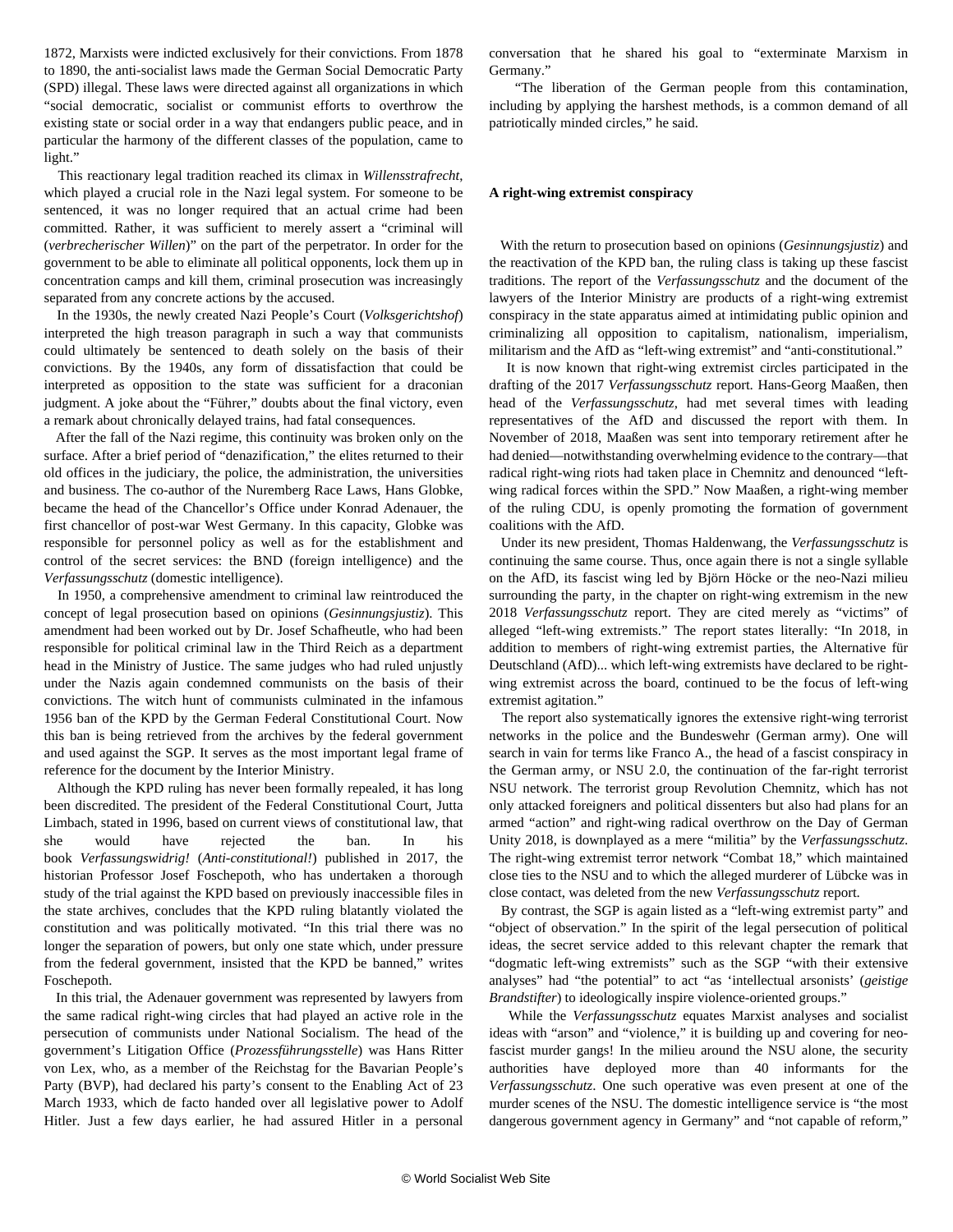1872, Marxists were indicted exclusively for their convictions. From 1878 to 1890, the anti-socialist laws made the German Social Democratic Party (SPD) illegal. These laws were directed against all organizations in which "social democratic, socialist or communist efforts to overthrow the existing state or social order in a way that endangers public peace, and in particular the harmony of the different classes of the population, came to light."

This reactionary legal tradition reached its climax in *Willensstrafrecht*, which played a crucial role in the Nazi legal system. For someone to be sentenced, it was no longer required that an actual crime had been committed. Rather, it was sufficient to merely assert a "criminal will (*verbrecherischer Willen*)" on the part of the perpetrator. In order for the government to be able to eliminate all political opponents, lock them up in concentration camps and kill them, criminal prosecution was increasingly separated from any concrete actions by the accused.

In the 1930s, the newly created Nazi People's Court (*Volksgerichtshof*) interpreted the high treason paragraph in such a way that communists could ultimately be sentenced to death solely on the basis of their convictions. By the 1940s, any form of dissatisfaction that could be interpreted as opposition to the state was sufficient for a draconian judgment. A joke about the "Führer," doubts about the final victory, even a remark about chronically delayed trains, had fatal consequences.

After the fall of the Nazi regime, this continuity was broken only on the surface. After a brief period of "denazification," the elites returned to their old offices in the judiciary, the police, the administration, the universities and business. The co-author of the Nuremberg Race Laws, Hans Globke, became the head of the Chancellor's Office under Konrad Adenauer, the first chancellor of post-war West Germany. In this capacity, Globke was responsible for personnel policy as well as for the establishment and control of the secret services: the BND (foreign intelligence) and the *Verfassungsschutz* (domestic intelligence).

In 1950, a comprehensive amendment to criminal law reintroduced the concept of legal prosecution based on opinions (*Gesinnungsjustiz*). This amendment had been worked out by Dr. Josef Schafheutle, who had been responsible for political criminal law in the Third Reich as a department head in the Ministry of Justice. The same judges who had ruled unjustly under the Nazis again condemned communists on the basis of their convictions. The witch hunt of communists culminated in the infamous 1956 ban of the KPD by the German Federal Constitutional Court. Now this ban is being retrieved from the archives by the federal government and used against the SGP. It serves as the most important legal frame of reference for the document by the Interior Ministry.

Although the KPD ruling has never been formally repealed, it has long been discredited. The president of the Federal Constitutional Court, Jutta Limbach, stated in 1996, based on current views of constitutional law, that she would have rejected the ban. In his book *Verfassungswidrig!* (*Anti-constitutional!*) published in 2017, the historian Professor Josef Foschepoth, who has undertaken a thorough study of the trial against the KPD based on previously inaccessible files in the state archives, concludes that the KPD ruling blatantly violated the constitution and was politically motivated. "In this trial there was no longer the separation of powers, but only one state which, under pressure from the federal government, insisted that the KPD be banned," writes Foschepoth.

In this trial, the Adenauer government was represented by lawyers from the same radical right-wing circles that had played an active role in the persecution of communists under National Socialism. The head of the government's Litigation Office (*Prozessführungsstelle*) was Hans Ritter von Lex, who, as a member of the Reichstag for the Bavarian People's Party (BVP), had declared his party's consent to the Enabling Act of 23 March 1933, which de facto handed over all legislative power to Adolf Hitler. Just a few days earlier, he had assured Hitler in a personal conversation that he shared his goal to "exterminate Marxism in Germany."

"The liberation of the German people from this contamination, including by applying the harshest methods, is a common demand of all patriotically minded circles," he said.

### A right-wing extremist conspiracy

With the return to prosecution based on opinions (*Gesinnungsjustiz*) and the reactivation of the KPD ban, the ruling class is taking up these fascist traditions. The report of the *Verfassungsschutz* and the document of the lawyers of the Interior Ministry are products of a right-wing extremist conspiracy in the state apparatus aimed at intimidating public opinion and criminalizing all opposition to capitalism, nationalism, imperialism, militarism and the AfD as "left-wing extremist" and "anti-constitutional."

It is now known that right-wing extremist circles participated in the drafting of the 2017 *Verfassungsschutz* report. Hans-Georg Maaßen, then head of the *Verfassungsschutz*, had met several times with leading representatives of the AfD and discussed the report with them. In November of 2018, Maaßen was sent into temporary retirement after he had denied—notwithstanding overwhelming evidence to the contrary—that radical right-wing riots had taken place in Chemnitz and denounced "left-wing radical forces within the SPD." Now Maaßen, a right-wing member of the ruling CDU, is openly promoting the formation of government coalitions with the AfD.

Under its new president, Thomas Haldenwang, the *Verfassungsschutz* is continuing the same course. Thus, once again there is not a single syllable on the AfD, its fascist wing led by Björn Höcke or the neo-Nazi milieu surrounding the party, in the chapter on right-wing extremism in the new 2018 *Verfassungsschutz* report. They are cited merely as "victims" of alleged "left-wing extremists." The report states literally: "In 2018, in addition to members of right-wing extremist parties, the Alternative für Deutschland (AfD)... which left-wing extremists have declared to be right-wing extremist across the board, continued to be the focus of left-wing extremist agitation."

The report also systematically ignores the extensive right-wing terrorist networks in the police and the Bundeswehr (German army). One will search in vain for terms like Franco A., the head of a fascist conspiracy in the German army, or NSU 2.0, the continuation of the far-right terrorist NSU network. The terrorist group Revolution Chemnitz, which has not only attacked foreigners and political dissenters but also had plans for an armed "action" and right-wing radical overthrow on the Day of German Unity 2018, is downplayed as a mere "militia" by the *Verfassungsschutz*. The right-wing extremist terror network "Combat 18," which maintained close ties to the NSU and to which the alleged murderer of Lübcke was in close contact, was deleted from the new *Verfassungsschutz* report.

By contrast, the SGP is again listed as a "left-wing extremist party" and "object of observation." In the spirit of the legal persecution of political ideas, the secret service added to this relevant chapter the remark that "dogmatic left-wing extremists" such as the SGP "with their extensive analyses" had "the potential" to act "as 'intellectual arsonists' (*geistige Brandstifter*) to ideologically inspire violence-oriented groups."

While the *Verfassungsschutz* equates Marxist analyses and socialist ideas with "arson" and "violence," it is building up and covering for neo-fascist murder gangs! In the milieu around the NSU alone, the security authorities have deployed more than 40 informants for the *Verfassungsschutz*. One such operative was even present at one of the murder scenes of the NSU. The domestic intelligence service is "the most dangerous government agency in Germany" and "not capable of reform,"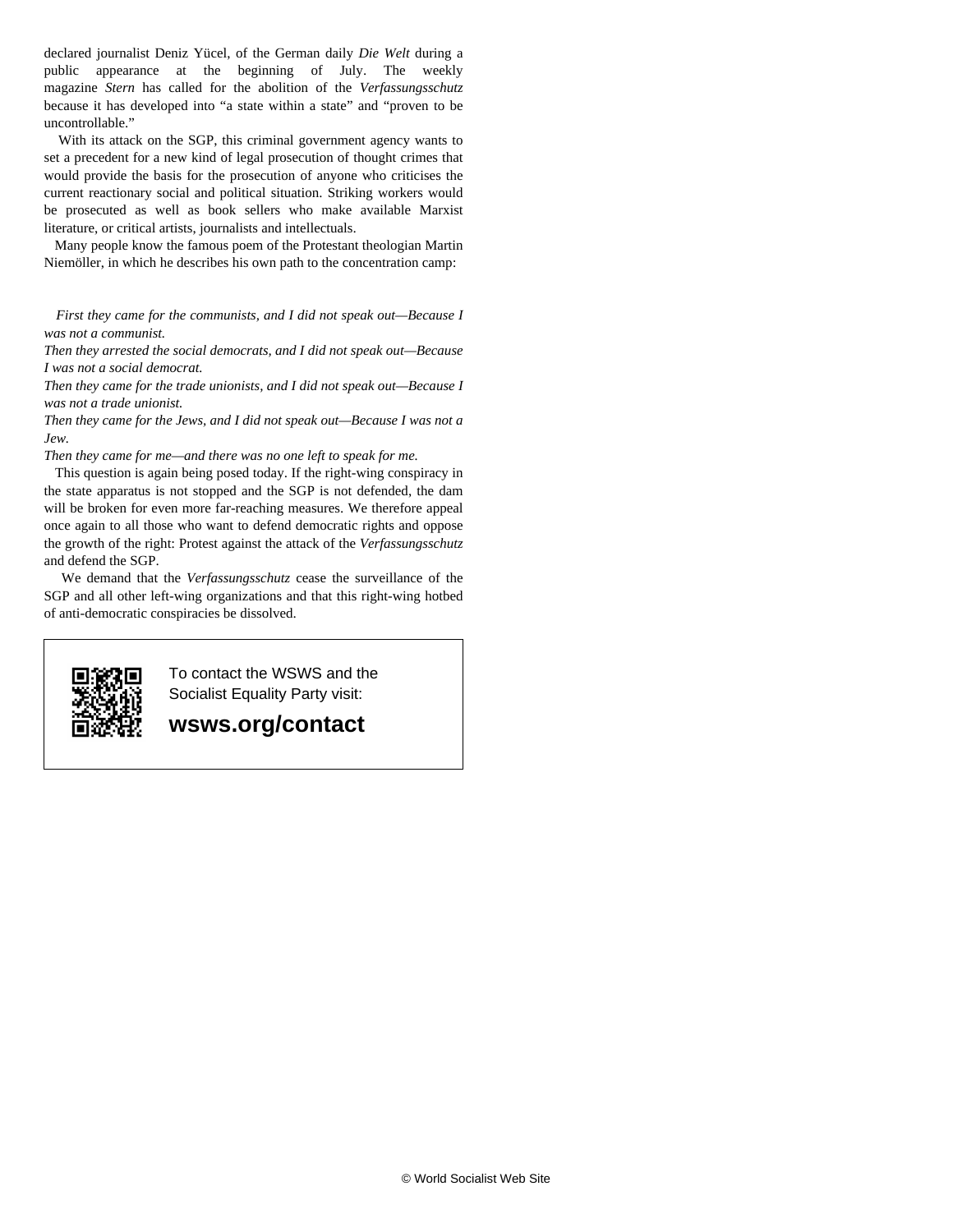declared journalist Deniz Yücel, of the German daily *Die Welt* during a public appearance at the beginning of July. The weekly magazine *Stern* has called for the abolition of the *Verfassungsschutz* because it has developed into “a state within a state” and “proven to be uncontrollable.”

With its attack on the SGP, this criminal government agency wants to set a precedent for a new kind of legal prosecution of thought crimes that would provide the basis for the prosecution of anyone who criticises the current reactionary social and political situation. Striking workers would be prosecuted as well as book sellers who make available Marxist literature, or critical artists, journalists and intellectuals.

Many people know the famous poem of the Protestant theologian Martin Niemöller, in which he describes his own path to the concentration camp:

*First they came for the communists, and I did not speak out—Because I was not a communist.*
*Then they arrested the social democrats, and I did not speak out—Because I was not a social democrat.*
*Then they came for the trade unionists, and I did not speak out—Because I was not a trade unionist.*
*Then they came for the Jews, and I did not speak out—Because I was not a Jew.*
*Then they came for me—and there was no one left to speak for me.*

This question is again being posed today. If the right-wing conspiracy in the state apparatus is not stopped and the SGP is not defended, the dam will be broken for even more far-reaching measures. We therefore appeal once again to all those who want to defend democratic rights and oppose the growth of the right: Protest against the attack of the *Verfassungsschutz* and defend the SGP.

We demand that the *Verfassungsschutz* cease the surveillance of the SGP and all other left-wing organizations and that this right-wing hotbed of anti-democratic conspiracies be dissolved.

To contact the WSWS and the Socialist Equality Party visit:

**wsws.org/contact**

© World Socialist Web Site